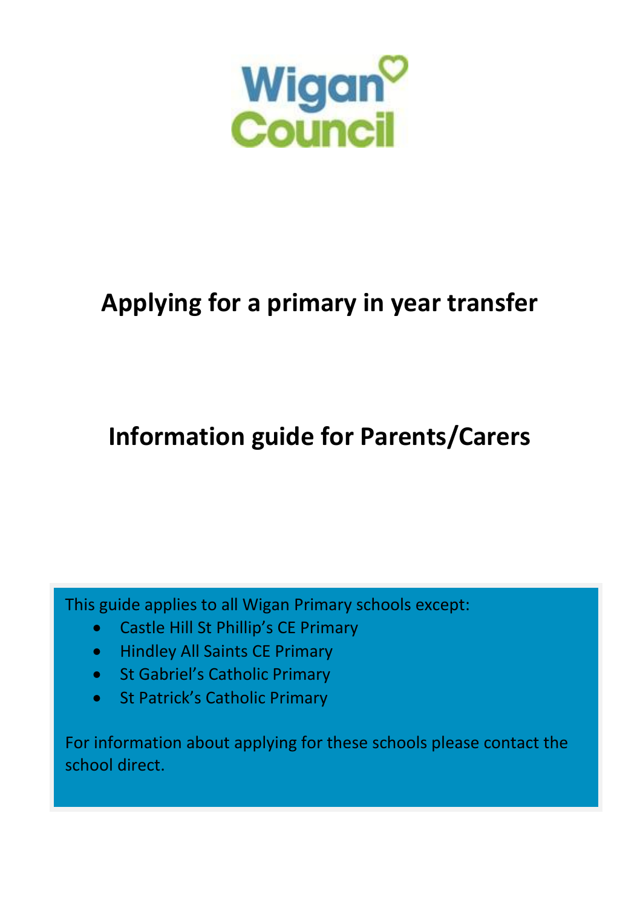Wigan Council

# Applying for a primary in year transfer

# Information guide for Parents/Carers

This guide applies to all Wigan Primary schools except:

- Castle Hill St Phillip's CE Primary
- Hindley All Saints CE Primary
- St Gabriel's Catholic Primary
- St Patrick's Catholic Primary

For information about applying for these schools please contact the school direct.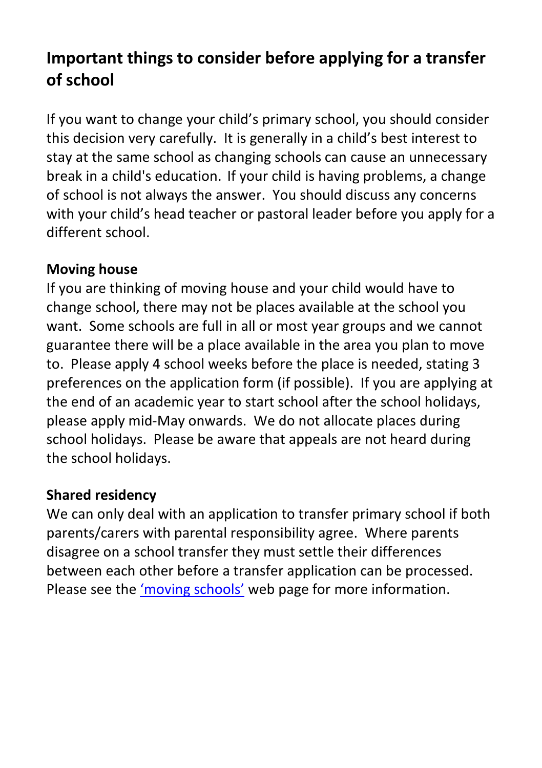## Important things to consider before applying for a transfer of school

If you want to change your child's primary school, you should consider this decision very carefully. It is generally in a child's best interest to stay at the same school as changing schools can cause an unnecessary break in a child's education. If your child is having problems, a change of school is not always the answer. You should discuss any concerns with your child's head teacher or pastoral leader before you apply for a different school.

**Moving house**

If you are thinking of moving house and your child would have to change school, there may not be places available at the school you want. Some schools are full in all or most year groups and we cannot guarantee there will be a place available in the area you plan to move to. Please apply 4 school weeks before the place is needed, stating 3 preferences on the application form (if possible). If you are applying at the end of an academic year to start school after the school holidays, please apply mid-May onwards. We do not allocate places during school holidays. Please be aware that appeals are not heard during the school holidays.

**Shared residency**

We can only deal with an application to transfer primary school if both parents/carers with parental responsibility agree. Where parents disagree on a school transfer they must settle their differences between each other before a transfer application can be processed. Please see the 'moving schools' web page for more information.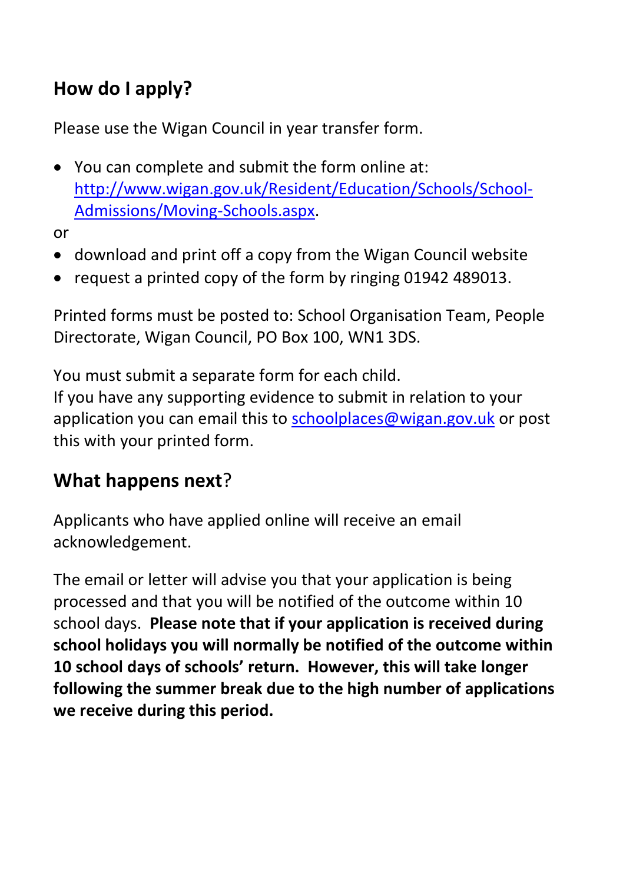## How do I apply?

Please use the Wigan Council in year transfer form.

- You can complete and submit the form online at: [http://www.wigan.gov.uk/Resident/Education/Schools/School-Admissions/Moving-Schools.aspx](http://www.wigan.gov.uk/Resident/Education/Schools/School-Admissions/Moving-Schools.aspx).

or

- download and print off a copy from the Wigan Council website
- request a printed copy of the form by ringing 01942 489013.

Printed forms must be posted to: School Organisation Team, People Directorate, Wigan Council, PO Box 100, WN1 3DS.

You must submit a separate form for each child.
If you have any supporting evidence to submit in relation to your application you can email this to [schoolplaces@wigan.gov.uk](mailto:schoolplaces@wigan.gov.uk) or post this with your printed form.

## What happens next?

Applicants who have applied online will receive an email acknowledgement.

The email or letter will advise you that your application is being processed and that you will be notified of the outcome within 10 school days. **Please note that if your application is received during school holidays you will normally be notified of the outcome within 10 school days of schools' return. However, this will take longer following the summer break due to the high number of applications we receive during this period.**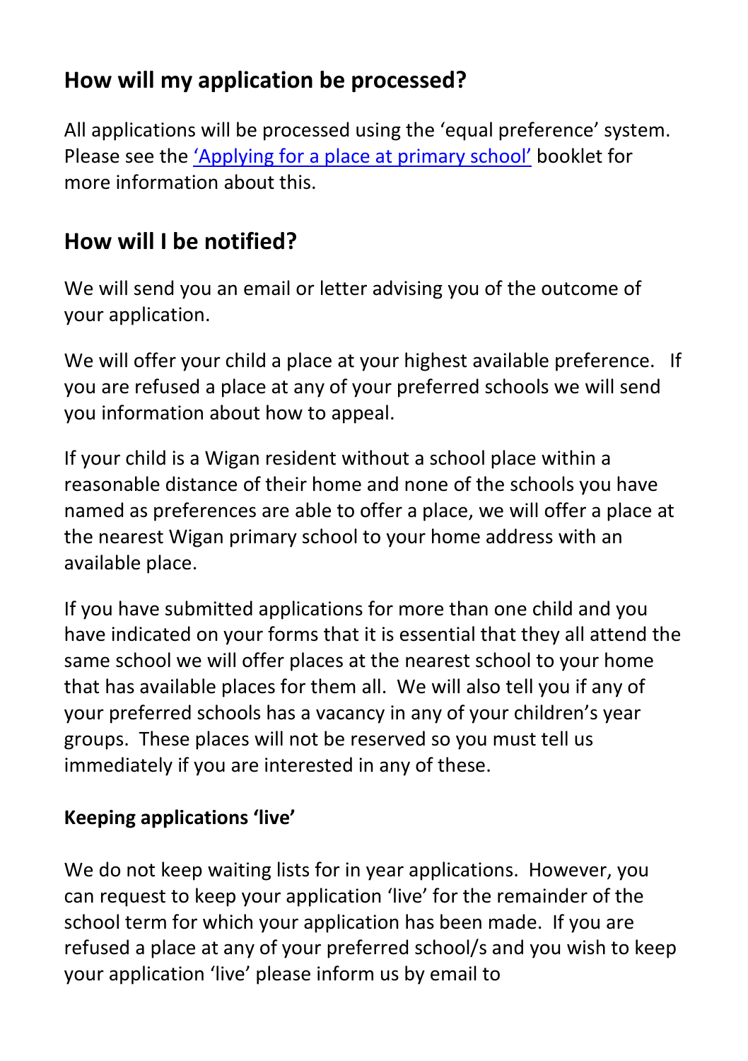## How will my application be processed?

All applications will be processed using the 'equal preference' system. Please see the ['Applying for a place at primary school'] booklet for more information about this.

## How will I be notified?

We will send you an email or letter advising you of the outcome of your application.

We will offer your child a place at your highest available preference. If you are refused a place at any of your preferred schools we will send you information about how to appeal.

If your child is a Wigan resident without a school place within a reasonable distance of their home and none of the schools you have named as preferences are able to offer a place, we will offer a place at the nearest Wigan primary school to your home address with an available place.

If you have submitted applications for more than one child and you have indicated on your forms that it is essential that they all attend the same school we will offer places at the nearest school to your home that has available places for them all. We will also tell you if any of your preferred schools has a vacancy in any of your children's year groups. These places will not be reserved so you must tell us immediately if you are interested in any of these.

### Keeping applications 'live'

We do not keep waiting lists for in year applications. However, you can request to keep your application 'live' for the remainder of the school term for which your application has been made. If you are refused a place at any of your preferred school/s and you wish to keep your application 'live' please inform us by email to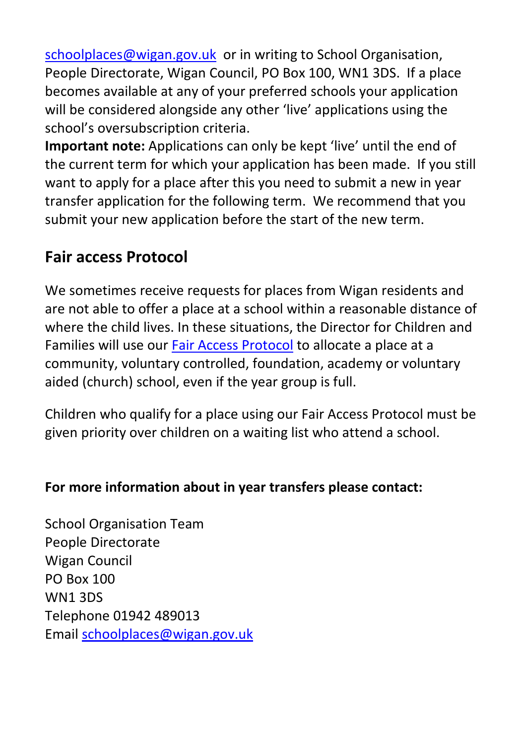schoolplaces@wigan.gov.uk or in writing to School Organisation, People Directorate, Wigan Council, PO Box 100, WN1 3DS. If a place becomes available at any of your preferred schools your application will be considered alongside any other 'live' applications using the school's oversubscription criteria.

**Important note:** Applications can only be kept 'live' until the end of the current term for which your application has been made. If you still want to apply for a place after this you need to submit a new in year transfer application for the following term. We recommend that you submit your new application before the start of the new term.

## Fair access Protocol

We sometimes receive requests for places from Wigan residents and are not able to offer a place at a school within a reasonable distance of where the child lives. In these situations, the Director for Children and Families will use our Fair Access Protocol to allocate a place at a community, voluntary controlled, foundation, academy or voluntary aided (church) school, even if the year group is full.

Children who qualify for a place using our Fair Access Protocol must be given priority over children on a waiting list who attend a school.

**For more information about in year transfers please contact:**

School Organisation Team
People Directorate
Wigan Council
PO Box 100
WN1 3DS
Telephone 01942 489013
Email schoolplaces@wigan.gov.uk